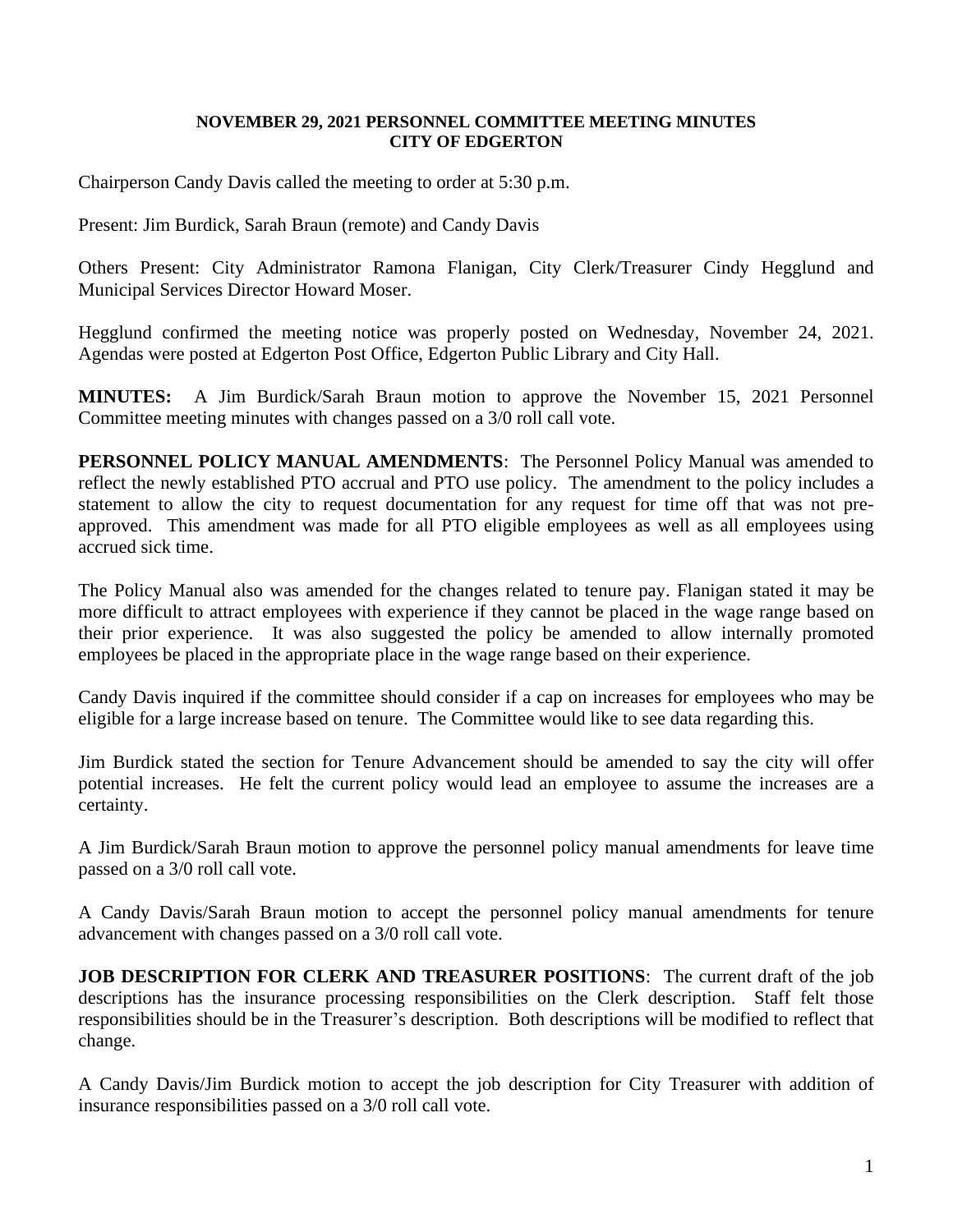**NOVEMBER 29, 2021 PERSONNEL COMMITTEE MEETING MINUTES**
**CITY OF EDGERTON**

Chairperson Candy Davis called the meeting to order at 5:30 p.m.

Present: Jim Burdick, Sarah Braun (remote) and Candy Davis

Others Present: City Administrator Ramona Flanigan, City Clerk/Treasurer Cindy Hegglund and Municipal Services Director Howard Moser.

Hegglund confirmed the meeting notice was properly posted on Wednesday, November 24, 2021. Agendas were posted at Edgerton Post Office, Edgerton Public Library and City Hall.

**MINUTES:** A Jim Burdick/Sarah Braun motion to approve the November 15, 2021 Personnel Committee meeting minutes with changes passed on a 3/0 roll call vote.

**PERSONNEL POLICY MANUAL AMENDMENTS**: The Personnel Policy Manual was amended to reflect the newly established PTO accrual and PTO use policy. The amendment to the policy includes a statement to allow the city to request documentation for any request for time off that was not pre-approved. This amendment was made for all PTO eligible employees as well as all employees using accrued sick time.

The Policy Manual also was amended for the changes related to tenure pay. Flanigan stated it may be more difficult to attract employees with experience if they cannot be placed in the wage range based on their prior experience. It was also suggested the policy be amended to allow internally promoted employees be placed in the appropriate place in the wage range based on their experience.

Candy Davis inquired if the committee should consider if a cap on increases for employees who may be eligible for a large increase based on tenure. The Committee would like to see data regarding this.

Jim Burdick stated the section for Tenure Advancement should be amended to say the city will offer potential increases. He felt the current policy would lead an employee to assume the increases are a certainty.

A Jim Burdick/Sarah Braun motion to approve the personnel policy manual amendments for leave time passed on a 3/0 roll call vote.

A Candy Davis/Sarah Braun motion to accept the personnel policy manual amendments for tenure advancement with changes passed on a 3/0 roll call vote.

**JOB DESCRIPTION FOR CLERK AND TREASURER POSITIONS**: The current draft of the job descriptions has the insurance processing responsibilities on the Clerk description. Staff felt those responsibilities should be in the Treasurer's description. Both descriptions will be modified to reflect that change.

A Candy Davis/Jim Burdick motion to accept the job description for City Treasurer with addition of insurance responsibilities passed on a 3/0 roll call vote.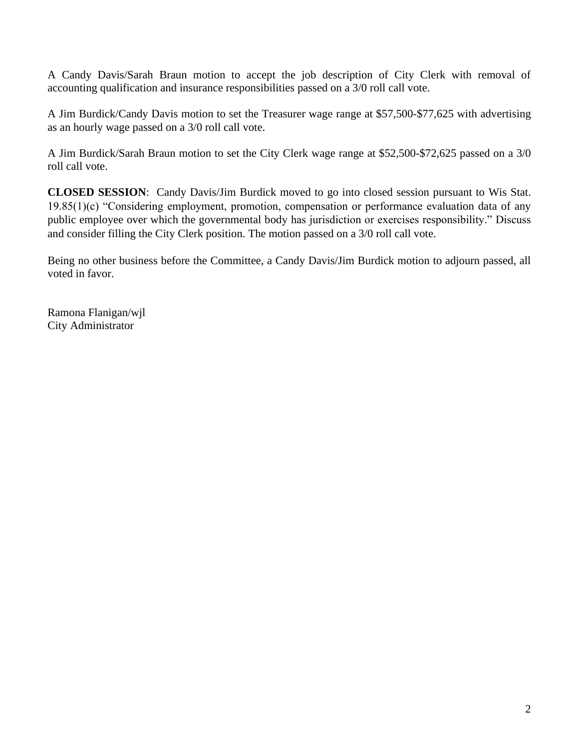A Candy Davis/Sarah Braun motion to accept the job description of City Clerk with removal of accounting qualification and insurance responsibilities passed on a 3/0 roll call vote.

A Jim Burdick/Candy Davis motion to set the Treasurer wage range at $57,500-$77,625 with advertising as an hourly wage passed on a 3/0 roll call vote.

A Jim Burdick/Sarah Braun motion to set the City Clerk wage range at $52,500-$72,625 passed on a 3/0 roll call vote.

**CLOSED SESSION**: Candy Davis/Jim Burdick moved to go into closed session pursuant to Wis Stat. 19.85(1)(c) "Considering employment, promotion, compensation or performance evaluation data of any public employee over which the governmental body has jurisdiction or exercises responsibility." Discuss and consider filling the City Clerk position. The motion passed on a 3/0 roll call vote.

Being no other business before the Committee, a Candy Davis/Jim Burdick motion to adjourn passed, all voted in favor.

Ramona Flanigan/wjl
City Administrator